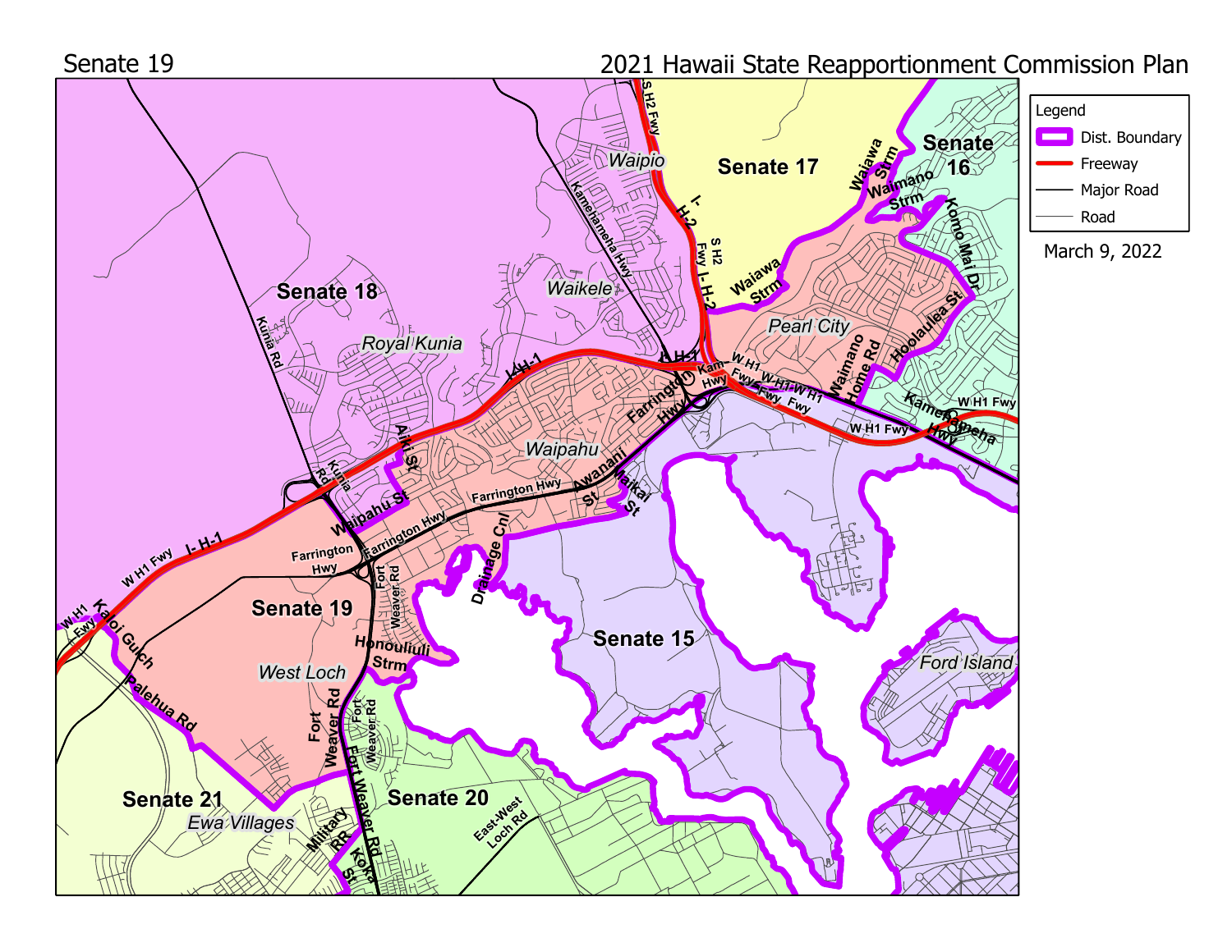Senate 19

2021 Hawaii State Reapportionment Commission Plan

Legend
- Dist. Boundary
- Freeway
- Major Road
- Road

March 9, 2022

Senate 15
Senate 16
Senate 17
Senate 18
Senate 19
Senate 20
Senate 21

Waipio
Waikele
Royal Kunia
Pearl City
Waipahu
West Loch
Ford Island
Ewa Villages

I-H-1
W H1 Fwy
S H2 Fwy
I-H-2
Kunia Rd
Kamehameha Hwy
Kam Hwy
Farrington Hwy
Waipahu St
Aiki St
Awanani St
Waikai St
Fort Weaver Rd
Honouliuli Strm
Drainage Cnl
Kaloi Gulch
Palehua Rd
Military RR
Kolo St
East-West Loch Rd
Waiawa Strm
Waimano Strm
Waimano Home Rd
Hoolaulea St
Komo Mai Dr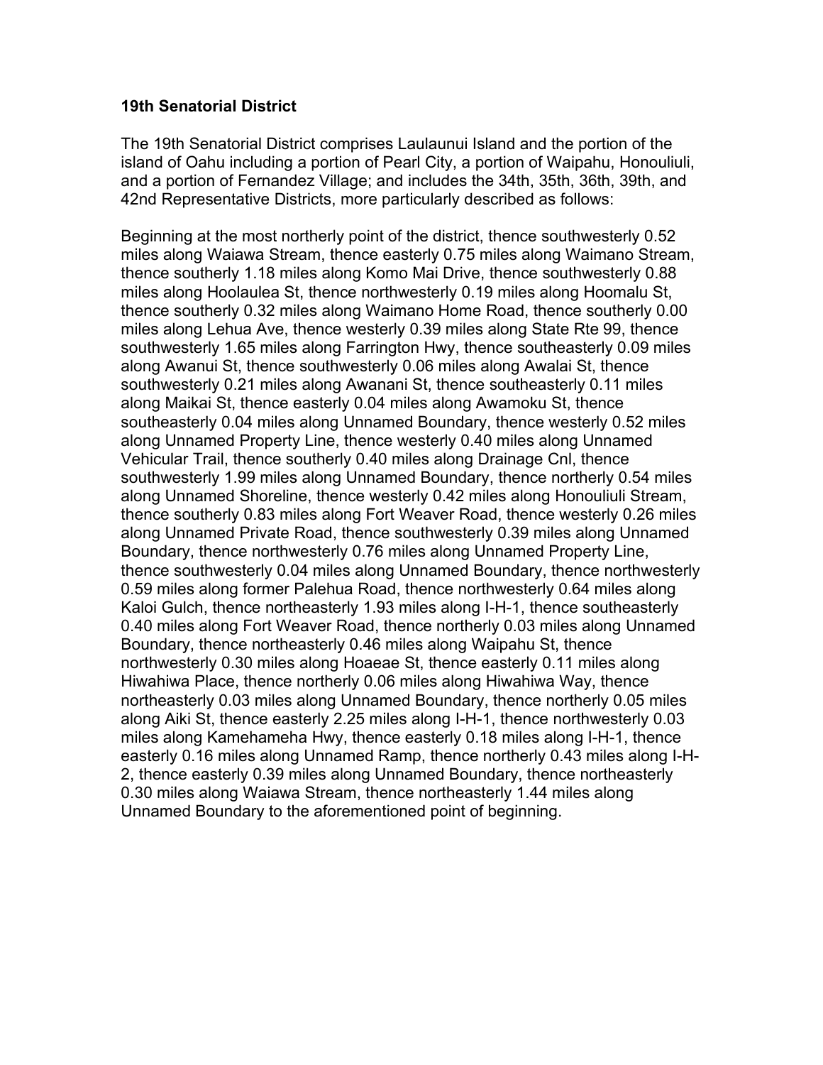**19th Senatorial District**

The 19th Senatorial District comprises Laulaunui Island and the portion of the island of Oahu including a portion of Pearl City, a portion of Waipahu, Honouliuli, and a portion of Fernandez Village; and includes the 34th, 35th, 36th, 39th, and 42nd Representative Districts, more particularly described as follows:

Beginning at the most northerly point of the district, thence southwesterly 0.52 miles along Waiawa Stream, thence easterly 0.75 miles along Waimano Stream, thence southerly 1.18 miles along Komo Mai Drive, thence southwesterly 0.88 miles along Hoolaulea St, thence northwesterly 0.19 miles along Hoomalu St, thence southerly 0.32 miles along Waimano Home Road, thence southerly 0.00 miles along Lehua Ave, thence westerly 0.39 miles along State Rte 99, thence southwesterly 1.65 miles along Farrington Hwy, thence southeasterly 0.09 miles along Awanui St, thence southwesterly 0.06 miles along Awalai St, thence southwesterly 0.21 miles along Awanani St, thence southeasterly 0.11 miles along Maikai St, thence easterly 0.04 miles along Awamoku St, thence southeasterly 0.04 miles along Unnamed Boundary, thence westerly 0.52 miles along Unnamed Property Line, thence westerly 0.40 miles along Unnamed Vehicular Trail, thence southerly 0.40 miles along Drainage Cnl, thence southwesterly 1.99 miles along Unnamed Boundary, thence northerly 0.54 miles along Unnamed Shoreline, thence westerly 0.42 miles along Honouliuli Stream, thence southerly 0.83 miles along Fort Weaver Road, thence westerly 0.26 miles along Unnamed Private Road, thence southwesterly 0.39 miles along Unnamed Boundary, thence northwesterly 0.76 miles along Unnamed Property Line, thence southwesterly 0.04 miles along Unnamed Boundary, thence northwesterly 0.59 miles along former Palehua Road, thence northwesterly 0.64 miles along Kaloi Gulch, thence northeasterly 1.93 miles along I-H-1, thence southeasterly 0.40 miles along Fort Weaver Road, thence northerly 0.03 miles along Unnamed Boundary, thence northeasterly 0.46 miles along Waipahu St, thence northwesterly 0.30 miles along Hoaeae St, thence easterly 0.11 miles along Hiwahiwa Place, thence northerly 0.06 miles along Hiwahiwa Way, thence northeasterly 0.03 miles along Unnamed Boundary, thence northerly 0.05 miles along Aiki St, thence easterly 2.25 miles along I-H-1, thence northwesterly 0.03 miles along Kamehameha Hwy, thence easterly 0.18 miles along I-H-1, thence easterly 0.16 miles along Unnamed Ramp, thence northerly 0.43 miles along I-H-2, thence easterly 0.39 miles along Unnamed Boundary, thence northeasterly 0.30 miles along Waiawa Stream, thence northeasterly 1.44 miles along Unnamed Boundary to the aforementioned point of beginning.